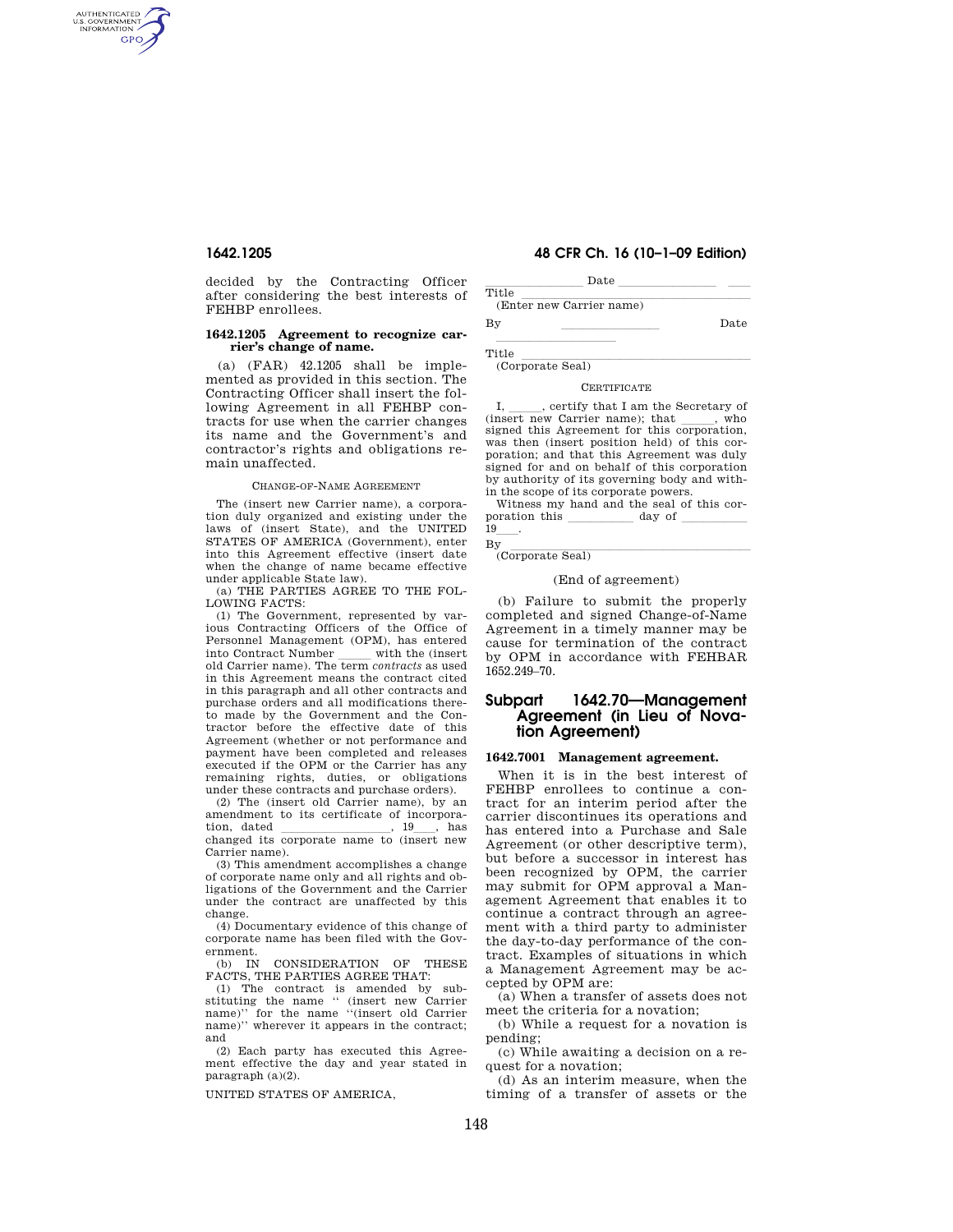decided by the Contracting Officer after considering the best interests of FEHBP enrollees.

**1642.1205 Agreement to recognize carrier's change of name.**

(a) (FAR) 42.1205 shall be implemented as provided in this section. The Contracting Officer shall insert the following Agreement in all FEHBP contracts for use when the carrier changes its name and the Government's and contractor's rights and obligations remain unaffected.

CHANGE-OF-NAME AGREEMENT

The (insert new Carrier name), a corporation duly organized and existing under the laws of (insert State), and the UNITED STATES OF AMERICA (Government), enter into this Agreement effective (insert date when the change of name became effective under applicable State law).

(a) THE PARTIES AGREE TO THE FOLLOWING FACTS:

(1) The Government, represented by various Contracting Officers of the Office of Personnel Management (OPM), has entered into Contract Number _____ with the (insert old Carrier name). The term *contracts* as used in this Agreement means the contract cited in this paragraph and all other contracts and purchase orders and all modifications thereto made by the Government and the Contractor before the effective date of this Agreement (whether or not performance and payment have been completed and releases executed if the OPM or the Carrier has any remaining rights, duties, or obligations under these contracts and purchase orders).

(2) The (insert old Carrier name), by an amendment to its certificate of incorporation, dated _________________, 19___, has changed its corporate name to (insert new Carrier name).

(3) This amendment accomplishes a change of corporate name only and all rights and obligations of the Government and the Carrier under the contract are unaffected by this change.

(4) Documentary evidence of this change of corporate name has been filed with the Government.

(b) IN CONSIDERATION OF THESE FACTS, THE PARTIES AGREE THAT:

(1) The contract is amended by substituting the name " (insert new Carrier name)" for the name "(insert old Carrier name)" wherever it appears in the contract; and

(2) Each party has executed this Agreement effective the day and year stated in paragraph (a)(2).

UNITED STATES OF AMERICA,

_______________ Date _______________

Title ___________________________________

(Enter new Carrier name)

By _______________ Date _______________

Title ___________________________________

(Corporate Seal)

CERTIFICATE

I, _____, certify that I am the Secretary of (insert new Carrier name); that _____, who signed this Agreement for this corporation, was then (insert position held) of this corporation; and that this Agreement was duly signed for and on behalf of this corporation by authority of its governing body and within the scope of its corporate powers.

Witness my hand and the seal of this corporation this __________ day of __________ 19___.

By ___________________________________

(Corporate Seal)

(End of agreement)

(b) Failure to submit the properly completed and signed Change-of-Name Agreement in a timely manner may be cause for termination of the contract by OPM in accordance with FEHBAR 1652.249–70.

## Subpart 1642.70—Management Agreement (in Lieu of Novation Agreement)

**1642.7001 Management agreement.**

When it is in the best interest of FEHBP enrollees to continue a contract for an interim period after the carrier discontinues its operations and has entered into a Purchase and Sale Agreement (or other descriptive term), but before a successor in interest has been recognized by OPM, the carrier may submit for OPM approval a Management Agreement that enables it to continue a contract through an agreement with a third party to administer the day-to-day performance of the contract. Examples of situations in which a Management Agreement may be accepted by OPM are:

(a) When a transfer of assets does not meet the criteria for a novation;

(b) While a request for a novation is pending;

(c) While awaiting a decision on a request for a novation;

(d) As an interim measure, when the timing of a transfer of assets or the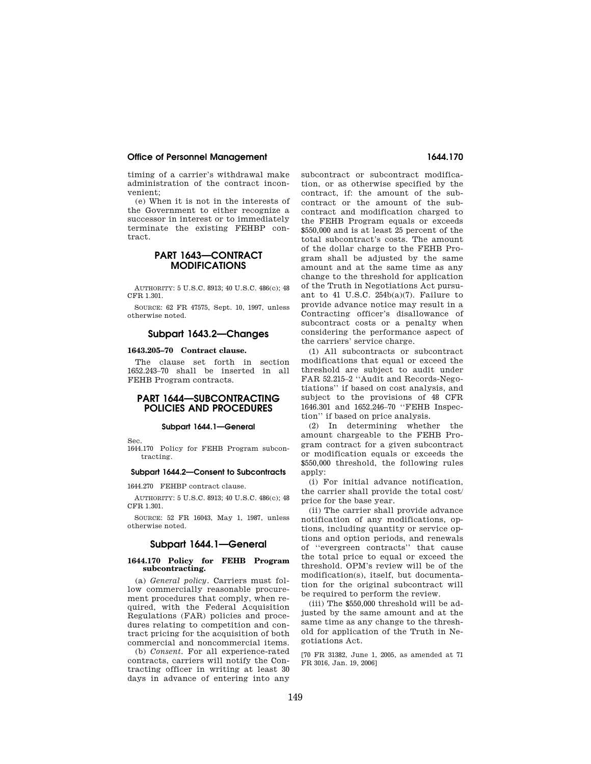timing of a carrier's withdrawal make administration of the contract inconvenient;

(e) When it is not in the interests of the Government to either recognize a successor in interest or to immediately terminate the existing FEHBP contract.

# PART 1643—CONTRACT MODIFICATIONS

AUTHORITY: 5 U.S.C. 8913; 40 U.S.C. 486(c); 48 CFR 1.301.

SOURCE: 62 FR 47575, Sept. 10, 1997, unless otherwise noted.

## Subpart 1643.2—Changes

### 1643.205–70 Contract clause.

The clause set forth in section 1652.243–70 shall be inserted in all FEHB Program contracts.

# PART 1644—SUBCONTRACTING POLICIES AND PROCEDURES

#### Subpart 1644.1—General

Sec.

1644.170 Policy for FEHB Program subcontracting.

#### Subpart 1644.2—Consent to Subcontracts

1644.270 FEHBP contract clause.

AUTHORITY: 5 U.S.C. 8913; 40 U.S.C. 486(c); 48 CFR 1.301.

SOURCE: 52 FR 16043, May 1, 1987, unless otherwise noted.

## Subpart 1644.1—General

### 1644.170 Policy for FEHB Program subcontracting.

(a) *General policy*. Carriers must follow commercially reasonable procurement procedures that comply, when required, with the Federal Acquisition Regulations (FAR) policies and procedures relating to competition and contract pricing for the acquisition of both commercial and noncommercial items.

(b) *Consent*. For all experience-rated contracts, carriers will notify the Contracting officer in writing at least 30 days in advance of entering into any subcontract or subcontract modification, or as otherwise specified by the contract, if: the amount of the subcontract or the amount of the subcontract and modification charged to the FEHB Program equals or exceeds $550,000 and is at least 25 percent of the total subcontract's costs. The amount of the dollar charge to the FEHB Program shall be adjusted by the same amount and at the same time as any change to the threshold for application of the Truth in Negotiations Act pursuant to 41 U.S.C. 254b(a)(7). Failure to provide advance notice may result in a Contracting officer's disallowance of subcontract costs or a penalty when considering the performance aspect of the carriers' service charge.

(1) All subcontracts or subcontract modifications that equal or exceed the threshold are subject to audit under FAR 52.215–2 ''Audit and Records-Negotiations'' if based on cost analysis, and subject to the provisions of 48 CFR 1646.301 and 1652.246–70 ''FEHB Inspection'' if based on price analysis.

(2) In determining whether the amount chargeable to the FEHB Program contract for a given subcontract or modification equals or exceeds the $550,000 threshold, the following rules apply:

(i) For initial advance notification, the carrier shall provide the total cost/price for the base year.

(ii) The carrier shall provide advance notification of any modifications, options, including quantity or service options and option periods, and renewals of ''evergreen contracts'' that cause the total price to equal or exceed the threshold. OPM's review will be of the modification(s), itself, but documentation for the original subcontract will be required to perform the review.

(iii) The $550,000 threshold will be adjusted by the same amount and at the same time as any change to the threshold for application of the Truth in Negotiations Act.

[70 FR 31382, June 1, 2005, as amended at 71 FR 3016, Jan. 19, 2006]